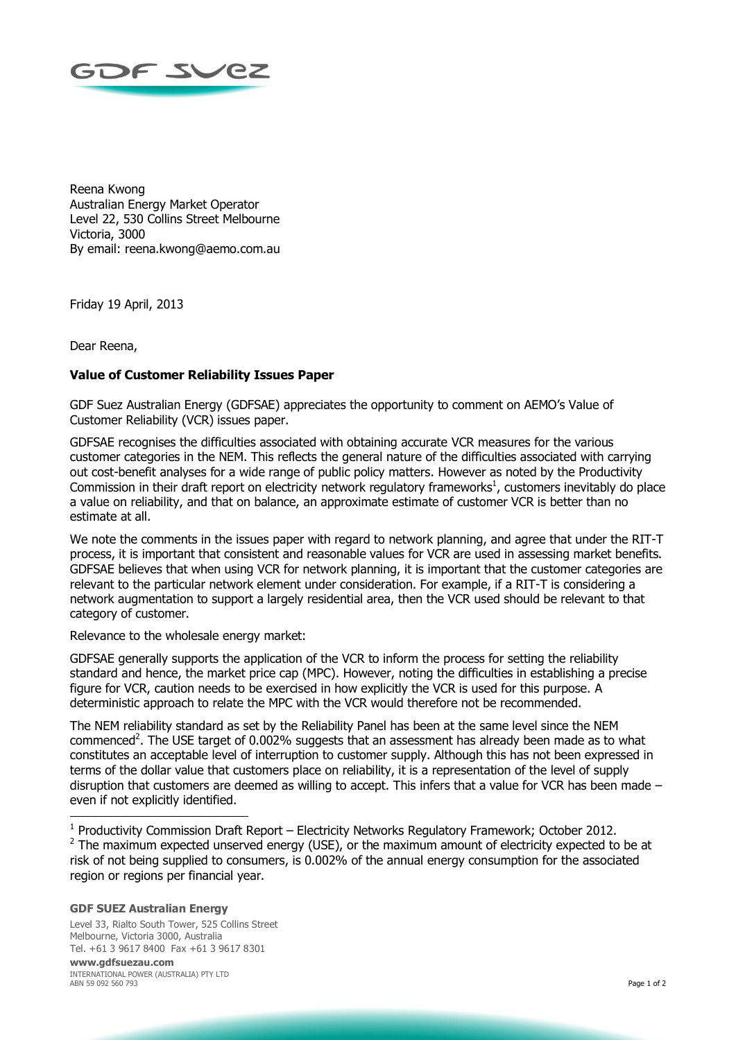Reena Kwong
Australian Energy Market Operator
Level 22, 530 Collins Street Melbourne
Victoria, 3000
By email: reena.kwong@aemo.com.au

Friday 19 April, 2013

Dear Reena,

**Value of Customer Reliability Issues Paper**

GDF Suez Australian Energy (GDFSAE) appreciates the opportunity to comment on AEMO's Value of Customer Reliability (VCR) issues paper.

GDFSAE recognises the difficulties associated with obtaining accurate VCR measures for the various customer categories in the NEM. This reflects the general nature of the difficulties associated with carrying out cost-benefit analyses for a wide range of public policy matters. However as noted by the Productivity Commission in their draft report on electricity network regulatory frameworks[1], customers inevitably do place a value on reliability, and that on balance, an approximate estimate of customer VCR is better than no estimate at all.

We note the comments in the issues paper with regard to network planning, and agree that under the RIT-T process, it is important that consistent and reasonable values for VCR are used in assessing market benefits. GDFSAE believes that when using VCR for network planning, it is important that the customer categories are relevant to the particular network element under consideration. For example, if a RIT-T is considering a network augmentation to support a largely residential area, then the VCR used should be relevant to that category of customer.

Relevance to the wholesale energy market:

GDFSAE generally supports the application of the VCR to inform the process for setting the reliability standard and hence, the market price cap (MPC). However, noting the difficulties in establishing a precise figure for VCR, caution needs to be exercised in how explicitly the VCR is used for this purpose. A deterministic approach to relate the MPC with the VCR would therefore not be recommended.

The NEM reliability standard as set by the Reliability Panel has been at the same level since the NEM commenced[2]. The USE target of 0.002% suggests that an assessment has already been made as to what constitutes an acceptable level of interruption to customer supply. Although this has not been expressed in terms of the dollar value that customers place on reliability, it is a representation of the level of supply disruption that customers are deemed as willing to accept. This infers that a value for VCR has been made – even if not explicitly identified.

---

[1] Productivity Commission Draft Report – Electricity Networks Regulatory Framework; October 2012.

[2] The maximum expected unserved energy (USE), or the maximum amount of electricity expected to be at risk of not being supplied to consumers, is 0.002% of the annual energy consumption for the associated region or regions per financial year.

**GDF SUEZ Australian Energy**

Level 33, Rialto South Tower, 525 Collins Street
Melbourne, Victoria 3000, Australia
Tel. +61 3 9617 8400 Fax +61 3 9617 8301

**www.gdfsuezau.com**

INTERNATIONAL POWER (AUSTRALIA) PTY LTD
ABN 59 092 560 793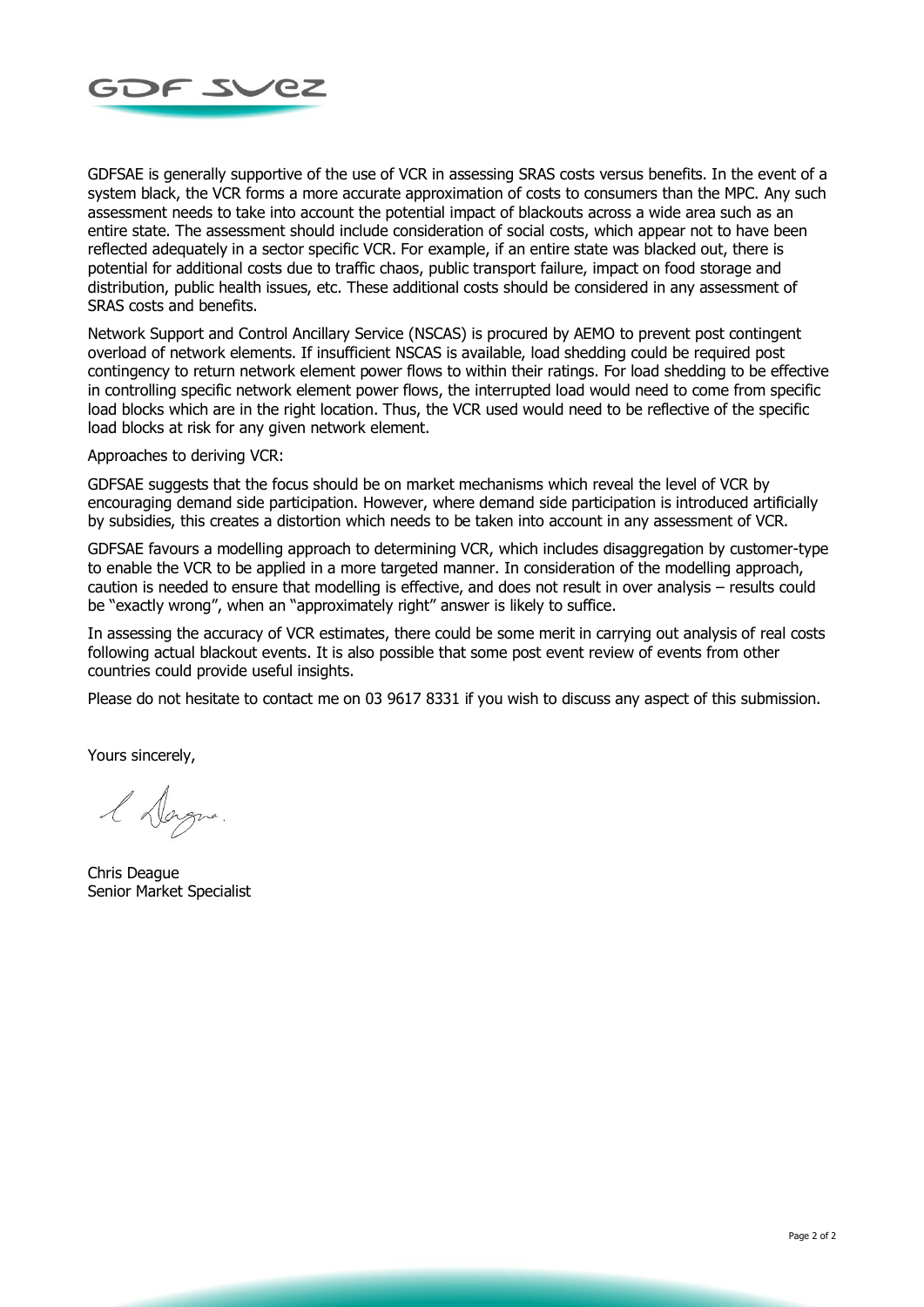GDFSAE is generally supportive of the use of VCR in assessing SRAS costs versus benefits. In the event of a system black, the VCR forms a more accurate approximation of costs to consumers than the MPC. Any such assessment needs to take into account the potential impact of blackouts across a wide area such as an entire state. The assessment should include consideration of social costs, which appear not to have been reflected adequately in a sector specific VCR. For example, if an entire state was blacked out, there is potential for additional costs due to traffic chaos, public transport failure, impact on food storage and distribution, public health issues, etc. These additional costs should be considered in any assessment of SRAS costs and benefits.

Network Support and Control Ancillary Service (NSCAS) is procured by AEMO to prevent post contingent overload of network elements. If insufficient NSCAS is available, load shedding could be required post contingency to return network element power flows to within their ratings. For load shedding to be effective in controlling specific network element power flows, the interrupted load would need to come from specific load blocks which are in the right location. Thus, the VCR used would need to be reflective of the specific load blocks at risk for any given network element.

Approaches to deriving VCR:

GDFSAE suggests that the focus should be on market mechanisms which reveal the level of VCR by encouraging demand side participation. However, where demand side participation is introduced artificially by subsidies, this creates a distortion which needs to be taken into account in any assessment of VCR.

GDFSAE favours a modelling approach to determining VCR, which includes disaggregation by customer-type to enable the VCR to be applied in a more targeted manner. In consideration of the modelling approach, caution is needed to ensure that modelling is effective, and does not result in over analysis – results could be "exactly wrong", when an "approximately right" answer is likely to suffice.

In assessing the accuracy of VCR estimates, there could be some merit in carrying out analysis of real costs following actual blackout events. It is also possible that some post event review of events from other countries could provide useful insights.

Please do not hesitate to contact me on 03 9617 8331 if you wish to discuss any aspect of this submission.

Yours sincerely,

Chris Deague
Senior Market Specialist